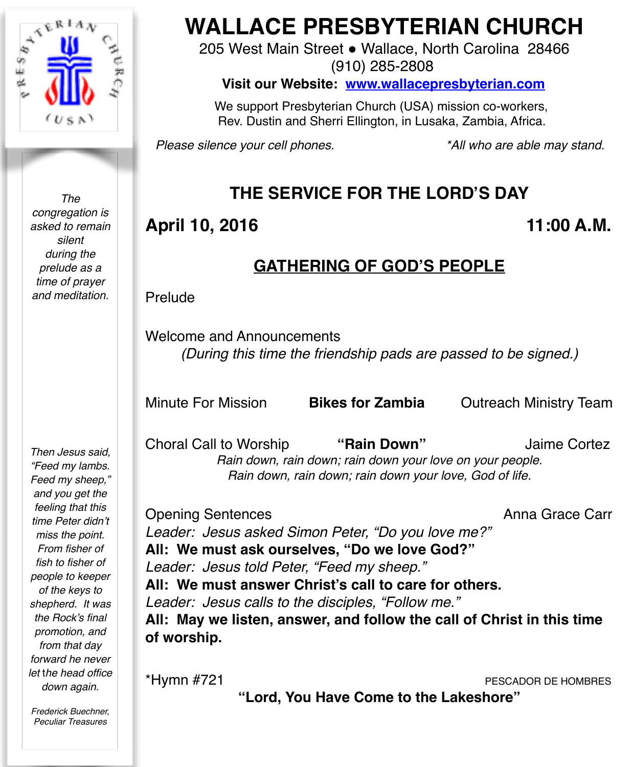# WALLACE PRESBYTERIAN CHURCH

205 West Main Street ● Wallace, North Carolina 28466
(910) 285-2808

**Visit our Website: www.wallacepresbyterian.com**

We support Presbyterian Church (USA) mission co-workers, Rev. Dustin and Sherri Ellington, in Lusaka, Zambia, Africa.

*Please silence your cell phones.* *\*All who are able may stand.*

*The congregation is asked to remain silent during the prelude as a time of prayer and meditation.*

## THE SERVICE FOR THE LORD'S DAY

**April 10, 2016** **11:00 A.M.**

### GATHERING OF GOD'S PEOPLE

Prelude

Welcome and Announcements
*(During this time the friendship pads are passed to be signed.)*

Minute For Mission **Bikes for Zambia** Outreach Ministry Team

Choral Call to Worship **"Rain Down"** Jaime Cortez
*Rain down, rain down; rain down your love on your people.*
*Rain down, rain down; rain down your love, God of life.*

Opening Sentences Anna Grace Carr
*Leader: Jesus asked Simon Peter, "Do you love me?"*
**All: We must ask ourselves, "Do we love God?"**
*Leader: Jesus told Peter, "Feed my sheep."*
**All: We must answer Christ's call to care for others.**
*Leader: Jesus calls to the disciples, "Follow me."*
**All: May we listen, answer, and follow the call of Christ in this time of worship.**

\*Hymn #721 PESCADOR DE HOMBRES
**"Lord, You Have Come to the Lakeshore"**

*Then Jesus said, "Feed my lambs. Feed my sheep," and you get the feeling that this time Peter didn't miss the point. From fisher of fish to fisher of people to keeper of the keys to shepherd. It was the Rock's final promotion, and from that day forward he never let the head office down again.*

*Frederick Buechner, Peculiar Treasures*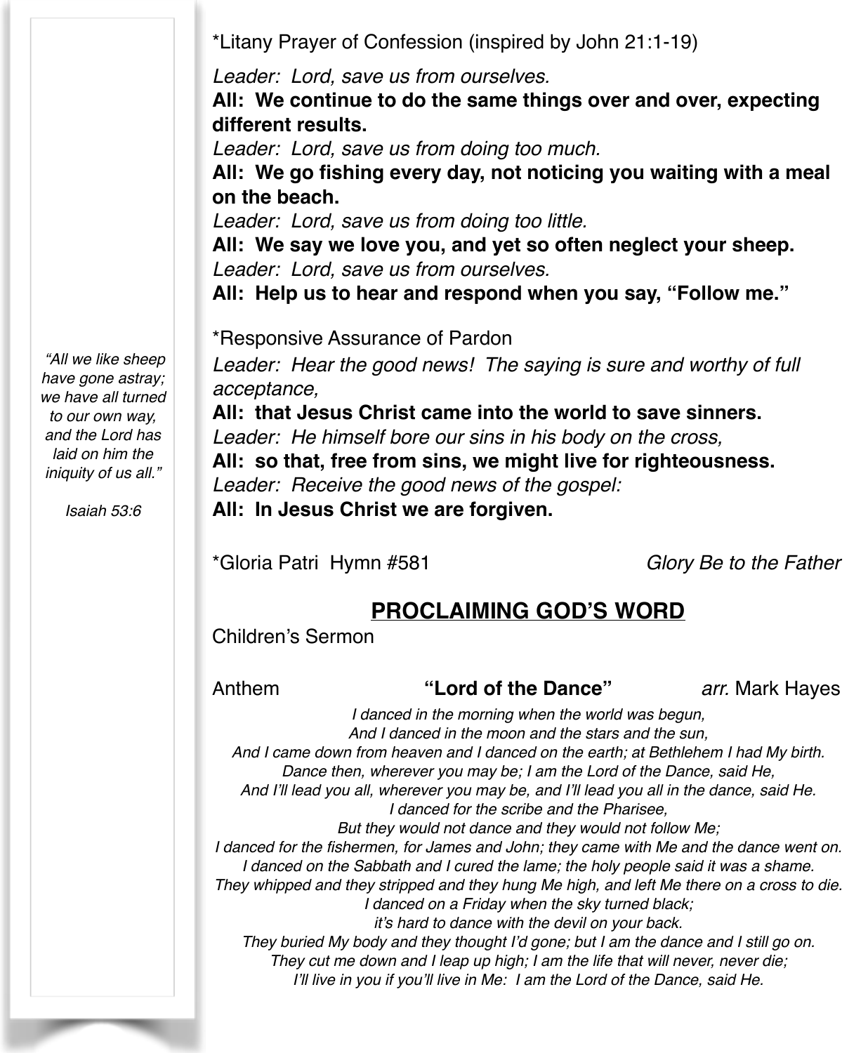*Litany Prayer of Confession (inspired by John 21:1-19)

*Leader: Lord, save us from ourselves.*
**All: We continue to do the same things over and over, expecting different results.**
*Leader: Lord, save us from doing too much.*
**All: We go fishing every day, not noticing you waiting with a meal on the beach.**
*Leader: Lord, save us from doing too little.*
**All: We say we love you, and yet so often neglect your sheep.**
*Leader: Lord, save us from ourselves.*
**All: Help us to hear and respond when you say, "Follow me."**

*"All we like sheep have gone astray; we have all turned to our own way, and the Lord has laid on him the iniquity of us all."*

*Isaiah 53:6*

*Responsive Assurance of Pardon

*Leader: Hear the good news! The saying is sure and worthy of full acceptance,*
**All: that Jesus Christ came into the world to save sinners.**
*Leader: He himself bore our sins in his body on the cross,*
**All: so that, free from sins, we might live for righteousness.**
*Leader: Receive the good news of the gospel:*
**All: In Jesus Christ we are forgiven.**

*Gloria Patri Hymn #581 *Glory Be to the Father*

## PROCLAIMING GOD'S WORD

Children's Sermon

Anthem **"Lord of the Dance"** *arr.* Mark Hayes

*I danced in the morning when the world was begun,*
*And I danced in the moon and the stars and the sun,*
*And I came down from heaven and I danced on the earth; at Bethlehem I had My birth.*
*Dance then, wherever you may be; I am the Lord of the Dance, said He,*
*And I'll lead you all, wherever you may be, and I'll lead you all in the dance, said He.*
*I danced for the scribe and the Pharisee,*
*But they would not dance and they would not follow Me;*
*I danced for the fishermen, for James and John; they came with Me and the dance went on.*
*I danced on the Sabbath and I cured the lame; the holy people said it was a shame.*
*They whipped and they stripped and they hung Me high, and left Me there on a cross to die.*
*I danced on a Friday when the sky turned black;*
*it's hard to dance with the devil on your back.*
*They buried My body and they thought I'd gone; but I am the dance and I still go on.*
*They cut me down and I leap up high; I am the life that will never, never die;*
*I'll live in you if you'll live in Me: I am the Lord of the Dance, said He.*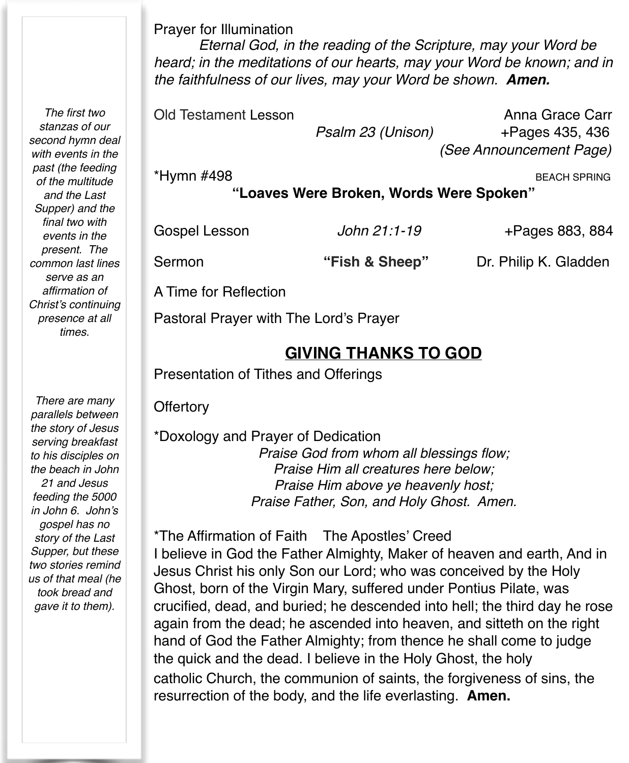> *The first two stanzas of our second hymn deal with events in the past (the feeding of the multitude and the Last Supper) and the final two with events in the present. The common last lines serve as an affirmation of Christ's continuing presence at all times.*

> *There are many parallels between the story of Jesus serving breakfast to his disciples on the beach in John 21 and Jesus feeding the 5000 in John 6. John's gospel has no story of the Last Supper, but these two stories remind us of that meal (he took bread and gave it to them).*

Prayer for Illumination

*Eternal God, in the reading of the Scripture, may your Word be heard; in the meditations of our hearts, may your Word be known; and in the faithfulness of our lives, may your Word be shown.* ***Amen.***

Old Testament Lesson — Anna Grace Carr
*Psalm 23 (Unison)* — +Pages 435, 436
*(See Announcement Page)*

*Hymn #498 — BEACH SPRING
**"Loaves Were Broken, Words Were Spoken"**

Gospel Lesson — *John 21:1-19* — +Pages 883, 884

Sermon — **"Fish & Sheep"** — Dr. Philip K. Gladden

A Time for Reflection

Pastoral Prayer with The Lord's Prayer

## GIVING THANKS TO GOD

Presentation of Tithes and Offerings

Offertory

*Doxology and Prayer of Dedication

*Praise God from whom all blessings flow;*
*Praise Him all creatures here below;*
*Praise Him above ye heavenly host;*
*Praise Father, Son, and Holy Ghost. Amen.*

*The Affirmation of Faith — The Apostles' Creed

I believe in God the Father Almighty, Maker of heaven and earth, And in Jesus Christ his only Son our Lord; who was conceived by the Holy Ghost, born of the Virgin Mary, suffered under Pontius Pilate, was crucified, dead, and buried; he descended into hell; the third day he rose again from the dead; he ascended into heaven, and sitteth on the right hand of God the Father Almighty; from thence he shall come to judge the quick and the dead. I believe in the Holy Ghost, the holy catholic Church, the communion of saints, the forgiveness of sins, the resurrection of the body, and the life everlasting. **Amen.**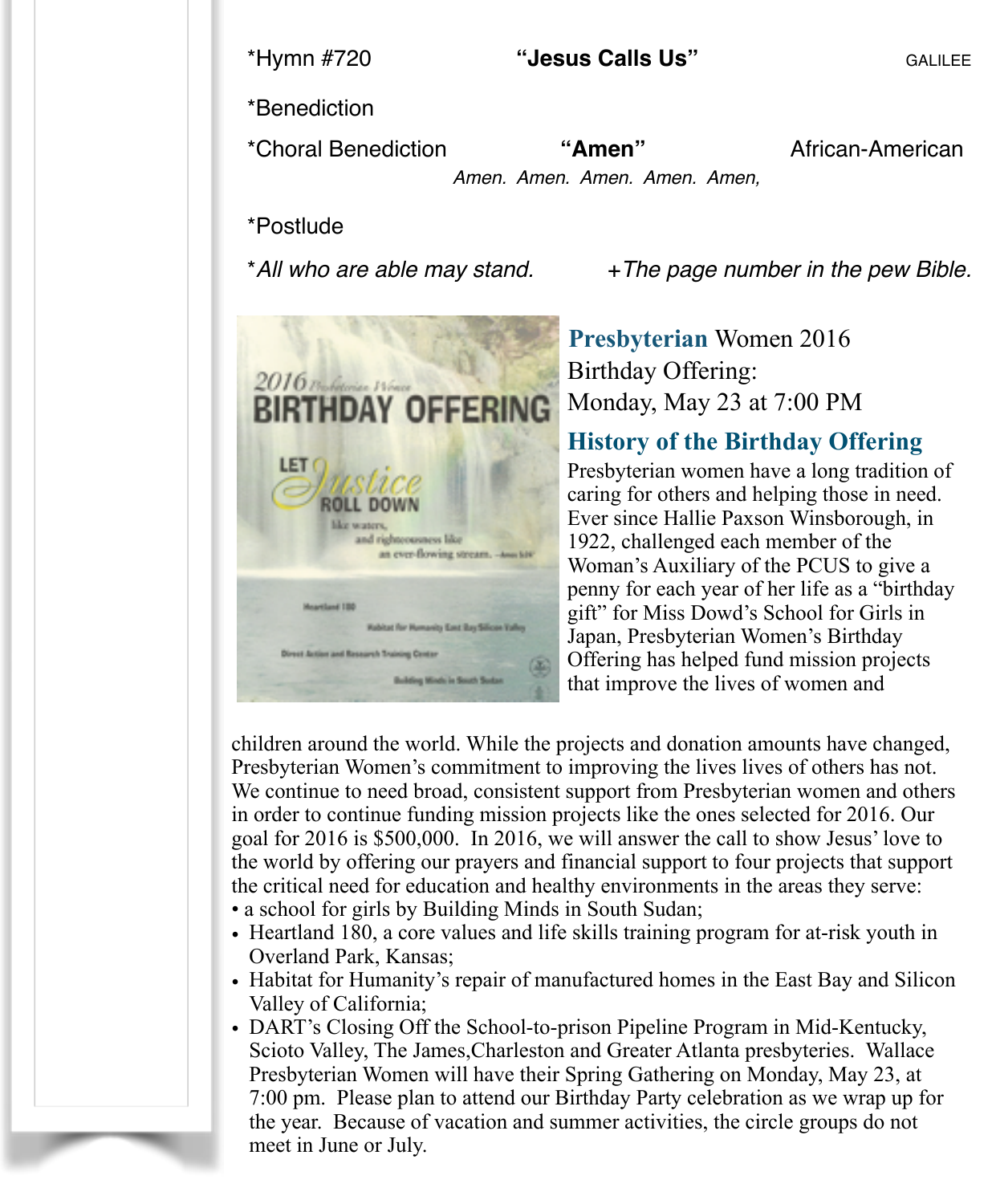*Hymn #720 **"Jesus Calls Us"** GALILEE

*Benediction

*Choral Benediction **"Amen"** African-American

*Amen. Amen. Amen. Amen. Amen,*

*Postlude

**All who are able may stand.* *+The page number in the pew Bible.*

## Presbyterian Women 2016 Birthday Offering: Monday, May 23 at 7:00 PM

### History of the Birthday Offering

Presbyterian women have a long tradition of caring for others and helping those in need. Ever since Hallie Paxson Winsborough, in 1922, challenged each member of the Woman's Auxiliary of the PCUS to give a penny for each year of her life as a "birthday gift" for Miss Dowd's School for Girls in Japan, Presbyterian Women's Birthday Offering has helped fund mission projects that improve the lives of women and children around the world. While the projects and donation amounts have changed, Presbyterian Women's commitment to improving the lives lives of others has not. We continue to need broad, consistent support from Presbyterian women and others in order to continue funding mission projects like the ones selected for 2016. Our goal for 2016 is $500,000. In 2016, we will answer the call to show Jesus' love to the world by offering our prayers and financial support to four projects that support the critical need for education and healthy environments in the areas they serve:

- a school for girls by Building Minds in South Sudan;
- Heartland 180, a core values and life skills training program for at-risk youth in Overland Park, Kansas;
- Habitat for Humanity's repair of manufactured homes in the East Bay and Silicon Valley of California;
- DART's Closing Off the School-to-prison Pipeline Program in Mid-Kentucky, Scioto Valley, The James,Charleston and Greater Atlanta presbyteries. Wallace Presbyterian Women will have their Spring Gathering on Monday, May 23, at 7:00 pm. Please plan to attend our Birthday Party celebration as we wrap up for the year. Because of vacation and summer activities, the circle groups do not meet in June or July.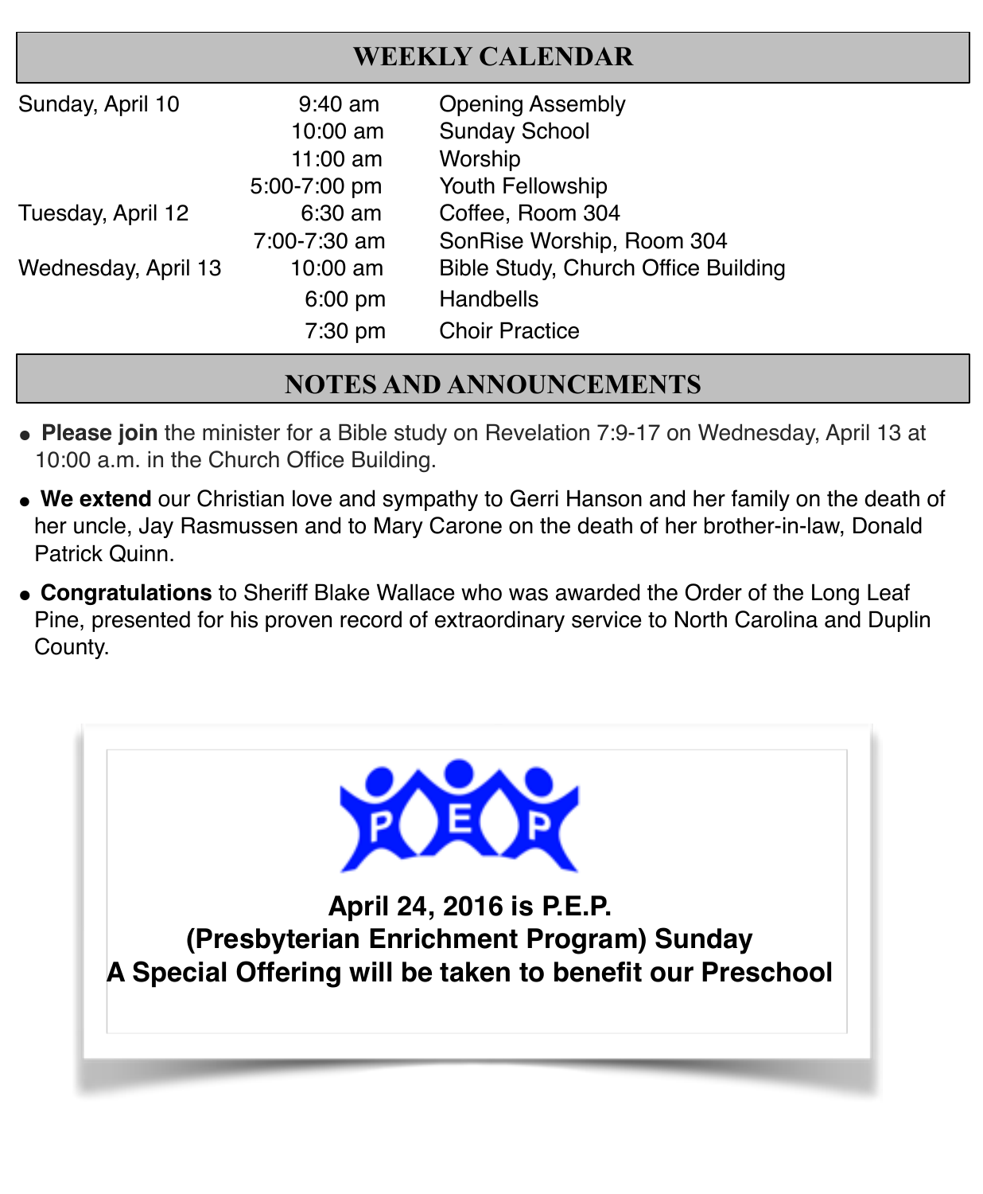## WEEKLY CALENDAR

| | | |
|---|---|---|
| Sunday, April 10 | 9:40 am | Opening Assembly |
| | 10:00 am | Sunday School |
| | 11:00 am | Worship |
| | 5:00-7:00 pm | Youth Fellowship |
| Tuesday, April 12 | 6:30 am | Coffee, Room 304 |
| | 7:00-7:30 am | SonRise Worship, Room 304 |
| Wednesday, April 13 | 10:00 am | Bible Study, Church Office Building |
| | 6:00 pm | Handbells |
| | 7:30 pm | Choir Practice |

## NOTES AND ANNOUNCEMENTS

- **Please join** the minister for a Bible study on Revelation 7:9-17 on Wednesday, April 13 at 10:00 a.m. in the Church Office Building.
- **We extend** our Christian love and sympathy to Gerri Hanson and her family on the death of her uncle, Jay Rasmussen and to Mary Carone on the death of her brother-in-law, Donald Patrick Quinn.
- **Congratulations** to Sheriff Blake Wallace who was awarded the Order of the Long Leaf Pine, presented for his proven record of extraordinary service to North Carolina and Duplin County.

**April 24, 2016 is P.E.P.**
**(Presbyterian Enrichment Program) Sunday**
**A Special Offering will be taken to benefit our Preschool**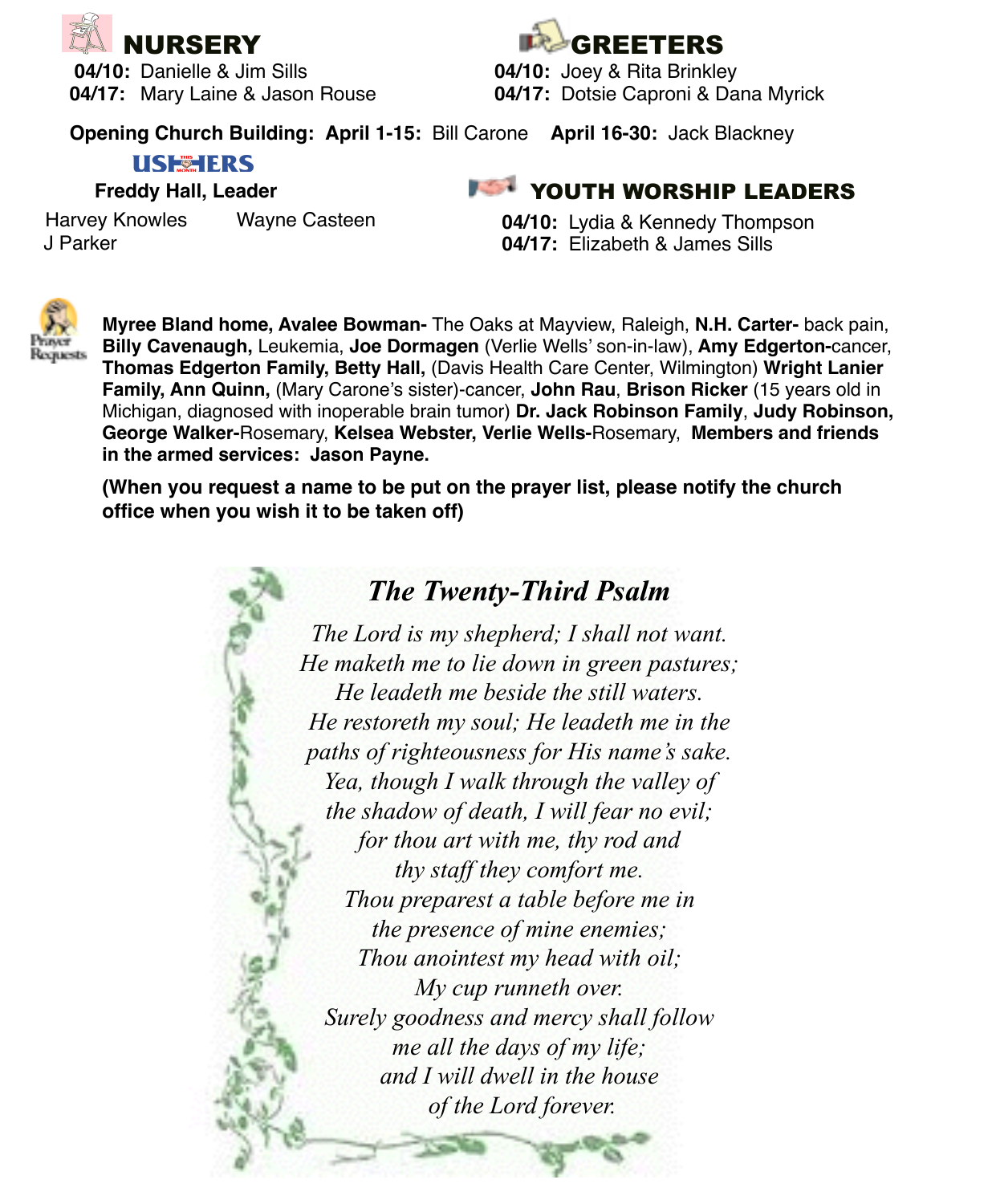## NURSERY

**04/10:** Danielle & Jim Sills
**04/17:** Mary Laine & Jason Rouse

## GREETERS

**04/10:** Joey & Rita Brinkley
**04/17:** Dotsie Caproni & Dana Myrick

**Opening Church Building: April 1-15:** Bill Carone **April 16-30:** Jack Blackney

## USHERS

**Freddy Hall, Leader**

Harvey Knowles Wayne Casteen
J Parker

## YOUTH WORSHIP LEADERS

**04/10:** Lydia & Kennedy Thompson
**04/17:** Elizabeth & James Sills

## Prayer Requests

**Myree Bland home, Avalee Bowman-** The Oaks at Mayview, Raleigh, **N.H. Carter-** back pain, **Billy Cavenaugh,** Leukemia, **Joe Dormagen** (Verlie Wells' son-in-law), **Amy Edgerton-**cancer, **Thomas Edgerton Family, Betty Hall,** (Davis Health Care Center, Wilmington) **Wright Lanier Family, Ann Quinn,** (Mary Carone's sister)-cancer, **John Rau**, **Brison Ricker** (15 years old in Michigan, diagnosed with inoperable brain tumor) **Dr. Jack Robinson Family**, **Judy Robinson, George Walker-**Rosemary, **Kelsea Webster, Verlie Wells-**Rosemary, **Members and friends in the armed services: Jason Payne.**

**(When you request a name to be put on the prayer list, please notify the church office when you wish it to be taken off)**

## *The Twenty-Third Psalm*

*The Lord is my shepherd; I shall not want.*
*He maketh me to lie down in green pastures;*
*He leadeth me beside the still waters.*
*He restoreth my soul; He leadeth me in the*
*paths of righteousness for His name's sake.*
*Yea, though I walk through the valley of*
*the shadow of death, I will fear no evil;*
*for thou art with me, thy rod and*
*thy staff they comfort me.*
*Thou preparest a table before me in*
*the presence of mine enemies;*
*Thou anointest my head with oil;*
*My cup runneth over.*
*Surely goodness and mercy shall follow*
*me all the days of my life;*
*and I will dwell in the house*
*of the Lord forever.*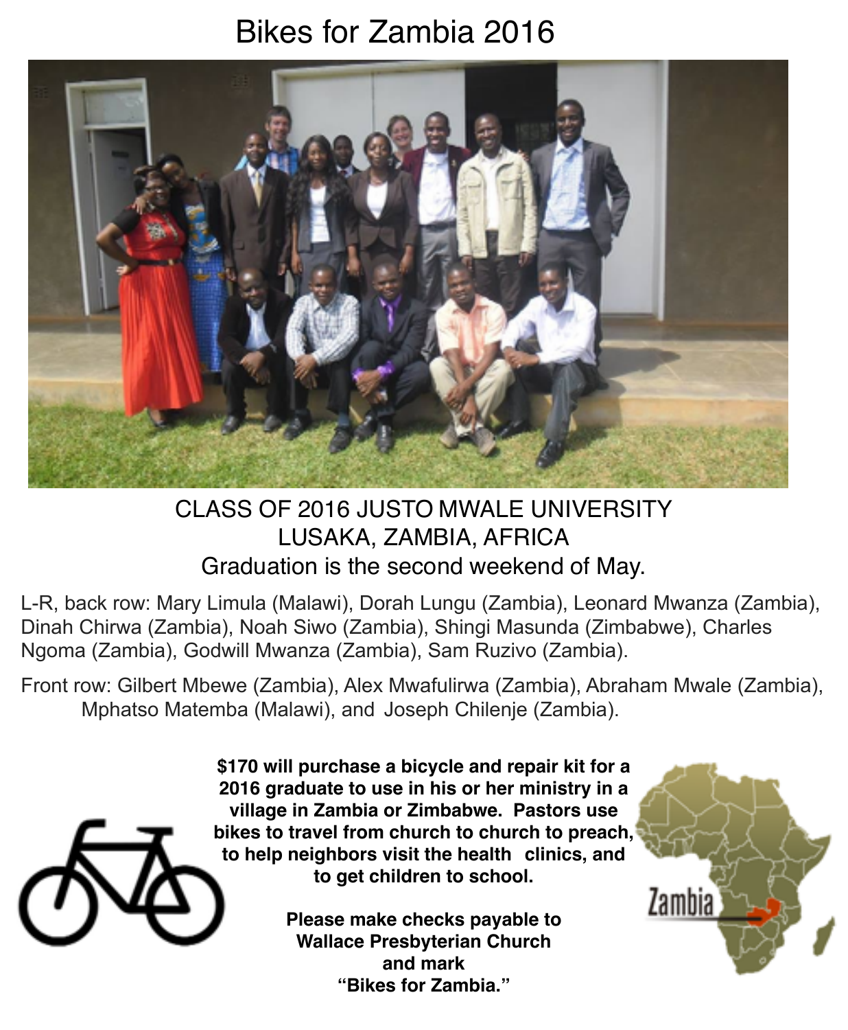# Bikes for Zambia 2016

CLASS OF 2016 JUSTO MWALE UNIVERSITY
LUSAKA, ZAMBIA, AFRICA
Graduation is the second weekend of May.

L-R, back row: Mary Limula (Malawi), Dorah Lungu (Zambia), Leonard Mwanza (Zambia), Dinah Chirwa (Zambia), Noah Siwo (Zambia), Shingi Masunda (Zimbabwe), Charles Ngoma (Zambia), Godwill Mwanza (Zambia), Sam Ruzivo (Zambia).

Front row: Gilbert Mbewe (Zambia), Alex Mwafulirwa (Zambia), Abraham Mwale (Zambia), Mphatso Matemba (Malawi), and Joseph Chilenje (Zambia).

**$170 will purchase a bicycle and repair kit for a 2016 graduate to use in his or her ministry in a village in Zambia or Zimbabwe. Pastors use bikes to travel from church to church to preach, to help neighbors visit the health clinics, and to get children to school.**

**Please make checks payable to Wallace Presbyterian Church and mark "Bikes for Zambia."**

Zambia